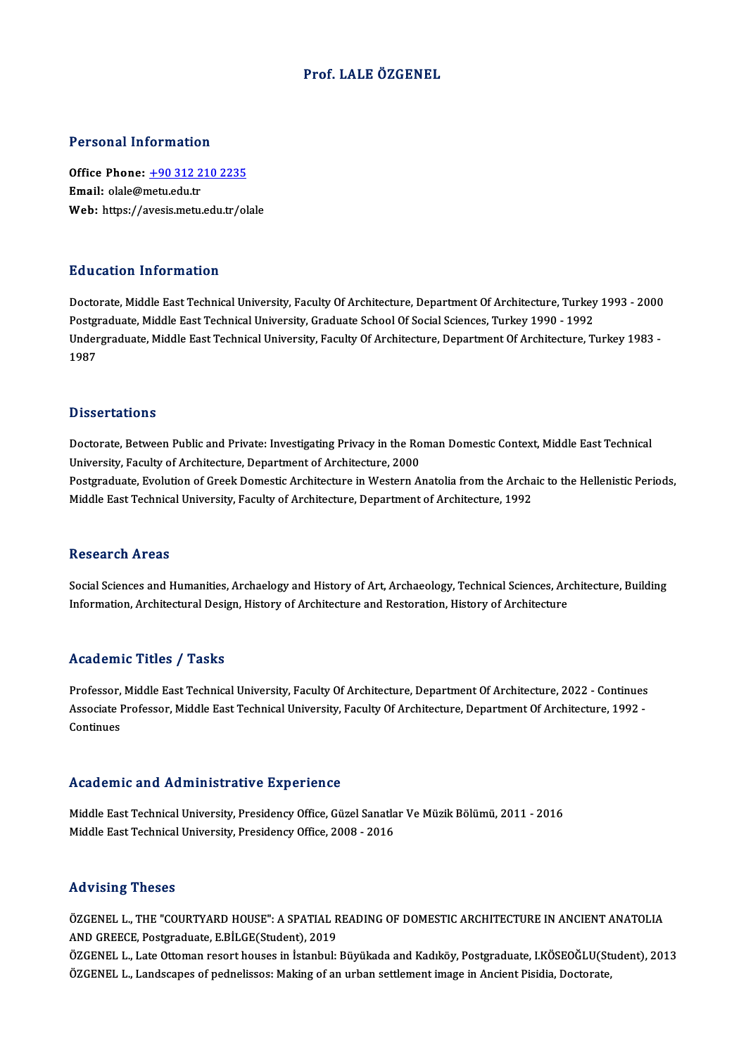# Prof. LALE ÖZGENEL

## Personal Information

**Office Phone:** +90 312 210 2235
**Email:** olale@metu.edu.tr
**Web:** https://avesis.metu.edu.tr/olale

## Education Information

Doctorate, Middle East Technical University, Faculty Of Architecture, Department Of Architecture, Turkey 1993 - 2000
Postgraduate, Middle East Technical University, Graduate School Of Social Sciences, Turkey 1990 - 1992
Undergraduate, Middle East Technical University, Faculty Of Architecture, Department Of Architecture, Turkey 1983 - 1987

## Dissertations

Doctorate, Between Public and Private: Investigating Privacy in the Roman Domestic Context, Middle East Technical University, Faculty of Architecture, Department of Architecture, 2000
Postgraduate, Evolution of Greek Domestic Architecture in Western Anatolia from the Archaic to the Hellenistic Periods, Middle East Technical University, Faculty of Architecture, Department of Architecture, 1992

## Research Areas

Social Sciences and Humanities, Archaelogy and History of Art, Archaeology, Technical Sciences, Architecture, Building Information, Architectural Design, History of Architecture and Restoration, History of Architecture

## Academic Titles / Tasks

Professor, Middle East Technical University, Faculty Of Architecture, Department Of Architecture, 2022 - Continues
Associate Professor, Middle East Technical University, Faculty Of Architecture, Department Of Architecture, 1992 - Continues

## Academic and Administrative Experience

Middle East Technical University, Presidency Office, Güzel Sanatlar Ve Müzik Bölümü, 2011 - 2016
Middle East Technical University, Presidency Office, 2008 - 2016

## Advising Theses

ÖZGENEL L., THE "COURTYARD HOUSE": A SPATIAL READING OF DOMESTIC ARCHITECTURE IN ANCIENT ANATOLIA AND GREECE, Postgraduate, E.BİLGE(Student), 2019
ÖZGENEL L., Late Ottoman resort houses in İstanbul: Büyükada and Kadıköy, Postgraduate, I.KÖSEOĞLU(Student), 2013
ÖZGENEL L., Landscapes of pednelissos: Making of an urban settlement image in Ancient Pisidia, Doctorate,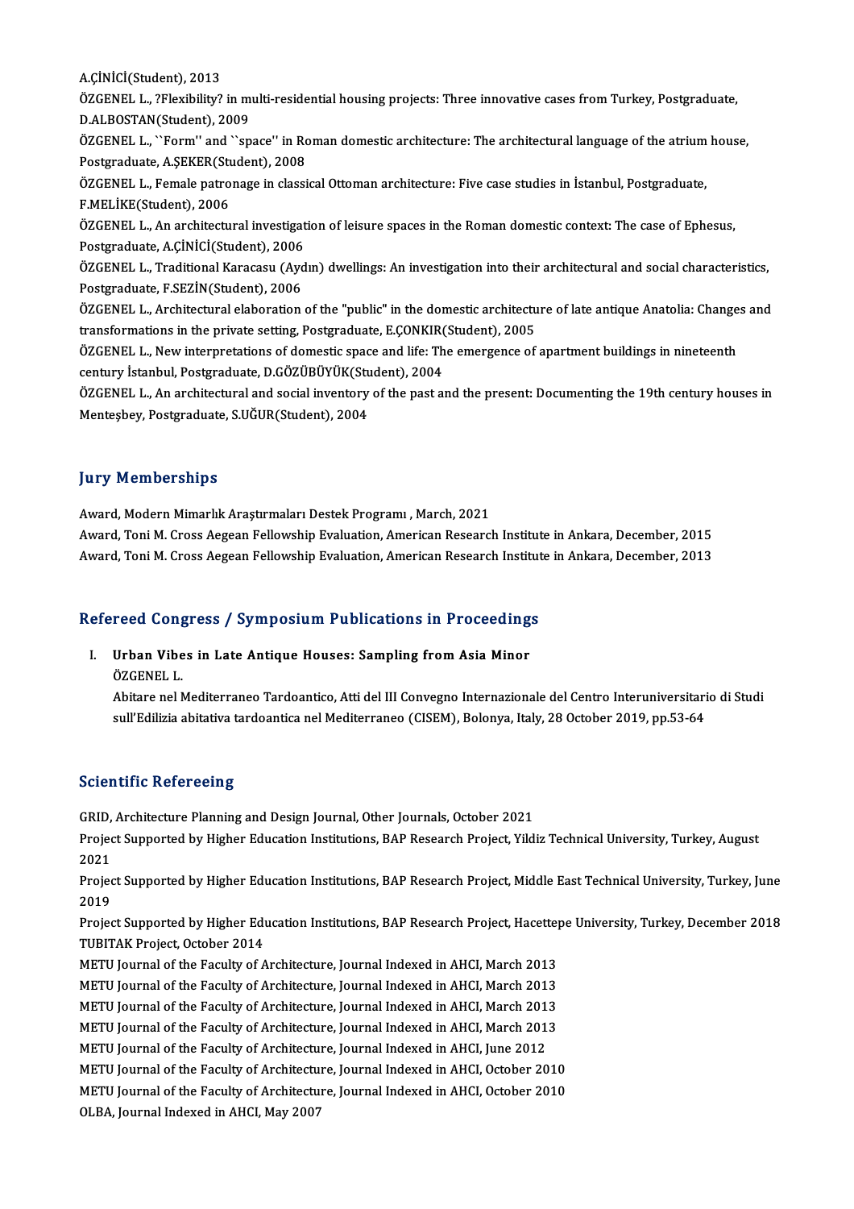A.ÇİNİCİ(Student), 2013

ÖZGENEL L., ?Flexibility? in multi-residential housing projects: Three innovative cases from Turkey, Postgraduate, D.ALBOSTAN(Student), 2009

ÖZGENEL L., ``Form'' and ``space'' in Roman domestic architecture: The architectural language of the atrium house, Postgraduate, A.ŞEKER(Student), 2008

ÖZGENEL L., Female patronage in classical Ottoman architecture: Five case studies in İstanbul, Postgraduate, F.MELİKE(Student), 2006

ÖZGENEL L., An architectural investigation of leisure spaces in the Roman domestic context: The case of Ephesus, Postgraduate, A.ÇİNİCİ(Student), 2006

ÖZGENEL L., Traditional Karacasu (Aydın) dwellings: An investigation into their architectural and social characteristics, Postgraduate, F.SEZİN(Student), 2006

ÖZGENEL L., Architectural elaboration of the "public" in the domestic architecture of late antique Anatolia: Changes and transformations in the private setting, Postgraduate, E.ÇONKIR(Student), 2005

ÖZGENEL L., New interpretations of domestic space and life: The emergence of apartment buildings in nineteenth century İstanbul, Postgraduate, D.GÖZÜBÜYÜK(Student), 2004

ÖZGENEL L., An architectural and social inventory of the past and the present: Documenting the 19th century houses in Menteşbey, Postgraduate, S.UĞUR(Student), 2004

## Jury Memberships

Award, Modern Mimarlık Araştırmaları Destek Programı , March, 2021

Award, Toni M. Cross Aegean Fellowship Evaluation, American Research Institute in Ankara, December, 2015

Award, Toni M. Cross Aegean Fellowship Evaluation, American Research Institute in Ankara, December, 2013

## Refereed Congress / Symposium Publications in Proceedings

I. **Urban Vibes in Late Antique Houses: Sampling from Asia Minor**
   ÖZGENEL L.
   Abitare nel Mediterraneo Tardoantico, Atti del III Convegno Internazionale del Centro Interuniversitario di Studi sull'Edilizia abitativa tardoantica nel Mediterraneo (CISEM), Bolonya, Italy, 28 October 2019, pp.53-64

## Scientific Refereeing

GRID, Architecture Planning and Design Journal, Other Journals, October 2021

Project Supported by Higher Education Institutions, BAP Research Project, Yildiz Technical University, Turkey, August 2021

Project Supported by Higher Education Institutions, BAP Research Project, Middle East Technical University, Turkey, June 2019

Project Supported by Higher Education Institutions, BAP Research Project, Hacettepe University, Turkey, December 2018

TUBITAK Project, October 2014

METU Journal of the Faculty of Architecture, Journal Indexed in AHCI, March 2013

METU Journal of the Faculty of Architecture, Journal Indexed in AHCI, March 2013

METU Journal of the Faculty of Architecture, Journal Indexed in AHCI, March 2013

METU Journal of the Faculty of Architecture, Journal Indexed in AHCI, March 2013

METU Journal of the Faculty of Architecture, Journal Indexed in AHCI, June 2012

METU Journal of the Faculty of Architecture, Journal Indexed in AHCI, October 2010

METU Journal of the Faculty of Architecture, Journal Indexed in AHCI, October 2010

OLBA, Journal Indexed in AHCI, May 2007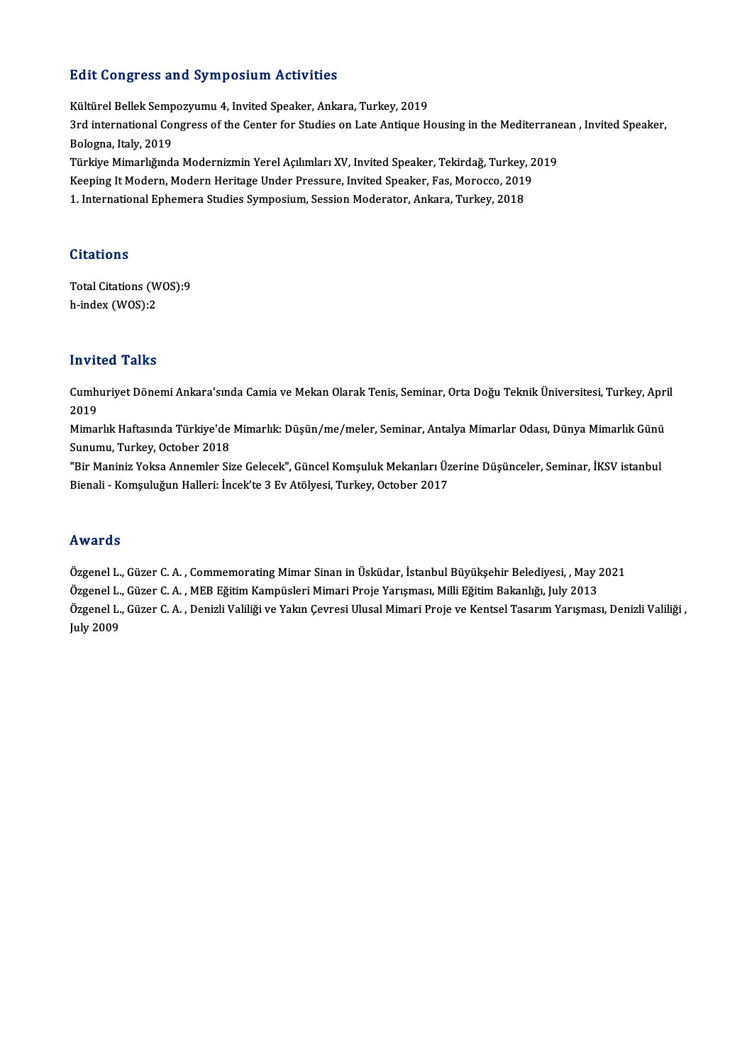## Edit Congress and Symposium Activities

Kültürel Bellek Sempozyumu 4, Invited Speaker, Ankara, Turkey, 2019

3rd international Congress of the Center for Studies on Late Antique Housing in the Mediterranean , Invited Speaker, Bologna, Italy, 2019

Türkiye Mimarlığında Modernizmin Yerel Açılımları XV, Invited Speaker, Tekirdağ, Turkey, 2019

Keeping It Modern, Modern Heritage Under Pressure, Invited Speaker, Fas, Morocco, 2019

1. International Ephemera Studies Symposium, Session Moderator, Ankara, Turkey, 2018

## Citations

Total Citations (WOS):9

h-index (WOS):2

## Invited Talks

Cumhuriyet Dönemi Ankara'sında Camia ve Mekan Olarak Tenis, Seminar, Orta Doğu Teknik Üniversitesi, Turkey, April 2019

Mimarlık Haftasında Türkiye'de Mimarlık: Düşün/me/meler, Seminar, Antalya Mimarlar Odası, Dünya Mimarlık Günü Sunumu, Turkey, October 2018

"Bir Maniniz Yoksa Annemler Size Gelecek", Güncel Komşuluk Mekanları Üzerine Düşünceler, Seminar, İKSV istanbul Bienali - Komşuluğun Halleri: İncek'te 3 Ev Atölyesi, Turkey, October 2017

## Awards

Özgenel L., Güzer C. A. , Commemorating Mimar Sinan in Üsküdar, İstanbul Büyükşehir Belediyesi, , May 2021

Özgenel L., Güzer C. A. , MEB Eğitim Kampüsleri Mimari Proje Yarışması, Milli Eğitim Bakanlığı, July 2013

Özgenel L., Güzer C. A. , Denizli Valiliği ve Yakın Çevresi Ulusal Mimari Proje ve Kentsel Tasarım Yarışması, Denizli Valiliği , July 2009